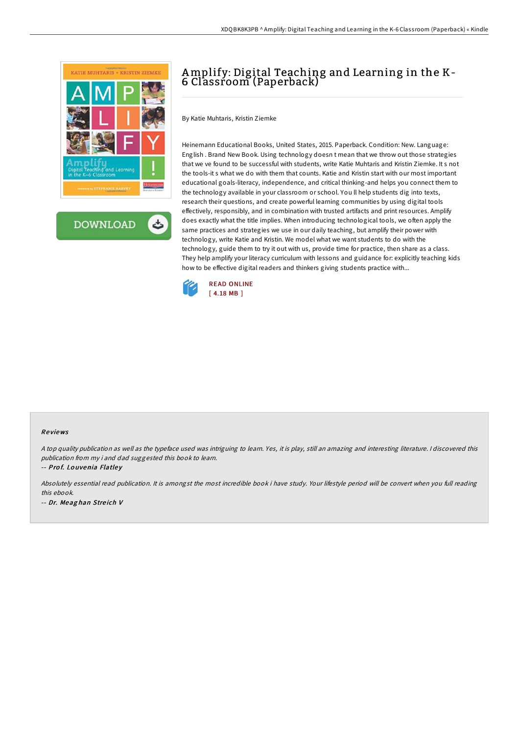# Amplify: Digital Teaching and Learning in the K-6 Classroom (Paperback)

By Katie Muhtaris, Kristin Ziemke

Heinemann Educational Books, United States, 2015. Paperback. Condition: New. Language: English . Brand New Book. Using technology doesn t mean that we throw out those strategies that we ve found to be successful with students, write Katie Muhtaris and Kristin Ziemke. It s not the tools-it s what we do with them that counts. Katie and Kristin start with our most important educational goals-literacy, independence, and critical thinking-and helps you connect them to the technology available in your classroom or school. You ll help students dig into texts, research their questions, and create powerful learning communities by using digital tools effectively, responsibly, and in combination with trusted artifacts and print resources. Amplify does exactly what the title implies. When introducing technological tools, we often apply the same practices and strategies we use in our daily teaching, but amplify their power with technology, write Katie and Kristin. We model what we want students to do with the technology, guide them to try it out with us, provide time for practice, then share as a class. They help amplify your literacy curriculum with lessons and guidance for: explicitly teaching kids how to be effective digital readers and thinkers giving students practice with...

READ ONLINE
[ 4.18 MB ]

## Reviews

*A top quality publication as well as the typeface used was intriguing to learn. Yes, it is play, still an amazing and interesting literature. I discovered this publication from my i and dad suggested this book to learn.*

*-- Prof. Louvenia Flatley*

*Absolutely essential read publication. It is amongst the most incredible book i have study. Your lifestyle period will be convert when you full reading this ebook.*

*-- Dr. Meaghan Streich V*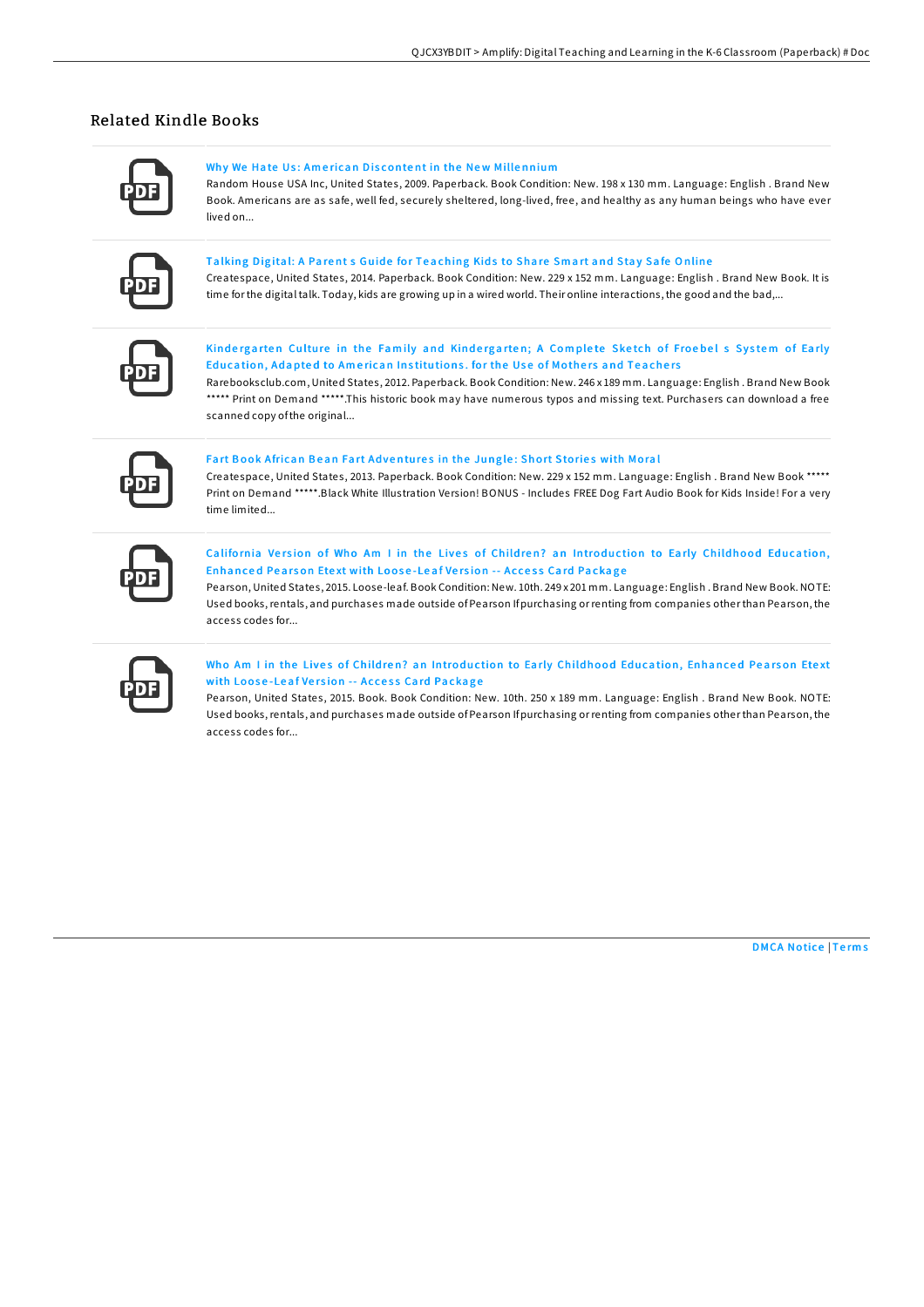## Related Kindle Books

**Why We Hate Us: American Discontent in the New Millennium**

Random House USA Inc, United States, 2009. Paperback. Book Condition: New. 198 x 130 mm. Language: English . Brand New Book. Americans are as safe, well fed, securely sheltered, long-lived, free, and healthy as any human beings who have ever lived on...

**Talking Digital: A Parent s Guide for Teaching Kids to Share Smart and Stay Safe Online**

Createspace, United States, 2014. Paperback. Book Condition: New. 229 x 152 mm. Language: English . Brand New Book. It is time for the digital talk. Today, kids are growing up in a wired world. Their online interactions, the good and the bad,...

**Kindergarten Culture in the Family and Kindergarten; A Complete Sketch of Froebel s System of Early Education, Adapted to American Institutions. for the Use of Mothers and Teachers**

Rarebooksclub.com, United States, 2012. Paperback. Book Condition: New. 246 x 189 mm. Language: English . Brand New Book ***** Print on Demand *****.This historic book may have numerous typos and missing text. Purchasers can download a free scanned copy of the original...

**Fart Book African Bean Fart Adventures in the Jungle: Short Stories with Moral**

Createspace, United States, 2013. Paperback. Book Condition: New. 229 x 152 mm. Language: English . Brand New Book ***** Print on Demand *****.Black White Illustration Version! BONUS - Includes FREE Dog Fart Audio Book for Kids Inside! For a very time limited...

**California Version of Who Am I in the Lives of Children? an Introduction to Early Childhood Education, Enhanced Pearson Etext with Loose-Leaf Version -- Access Card Package**

Pearson, United States, 2015. Loose-leaf. Book Condition: New. 10th. 249 x 201 mm. Language: English . Brand New Book. NOTE: Used books, rentals, and purchases made outside of Pearson If purchasing or renting from companies other than Pearson, the access codes for...

**Who Am I in the Lives of Children? an Introduction to Early Childhood Education, Enhanced Pearson Etext with Loose-Leaf Version -- Access Card Package**

Pearson, United States, 2015. Book. Book Condition: New. 10th. 250 x 189 mm. Language: English . Brand New Book. NOTE: Used books, rentals, and purchases made outside of Pearson If purchasing or renting from companies other than Pearson, the access codes for...

DMCA Notice | Terms